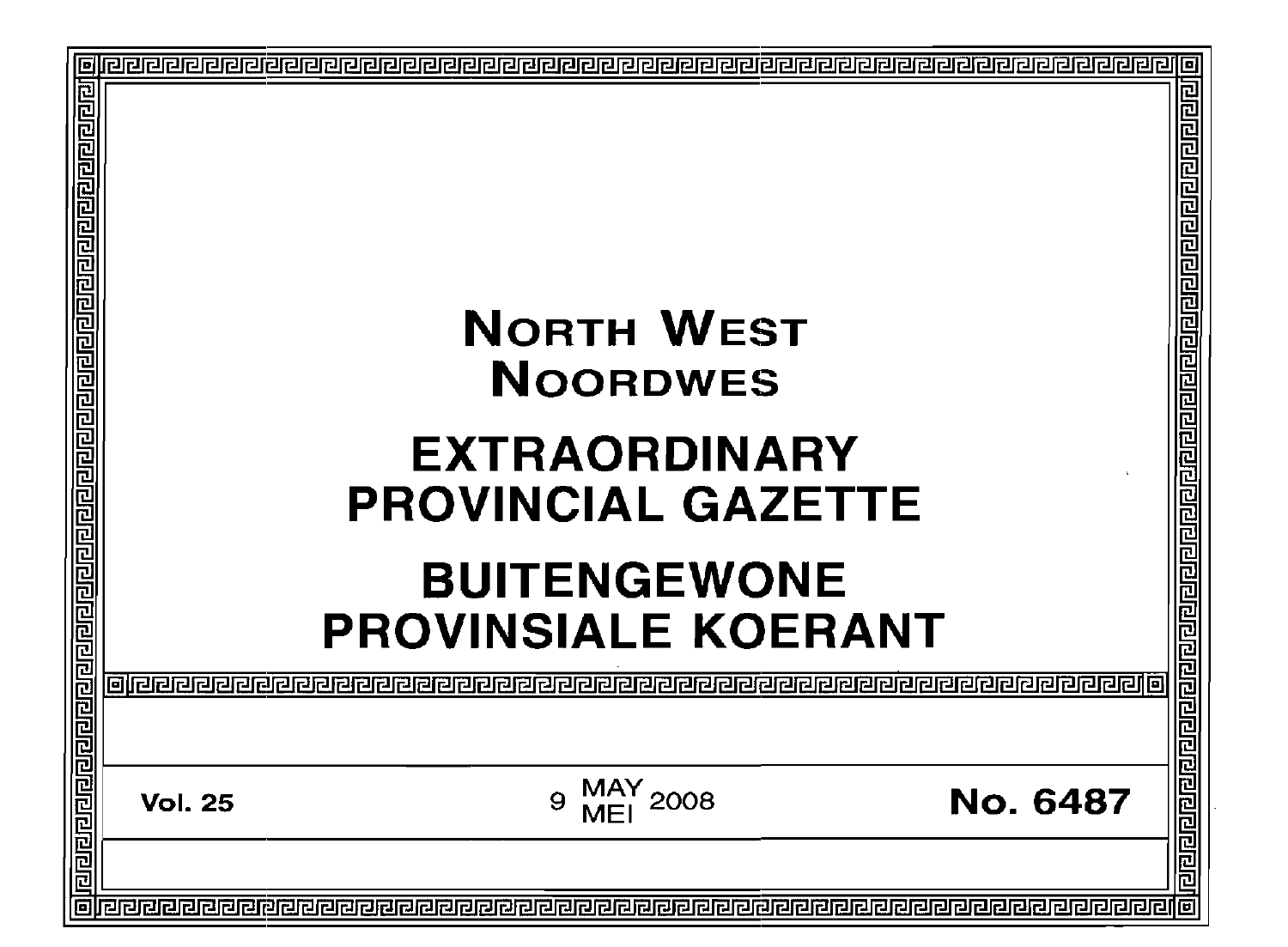# NORTH WEST
# NOORDWES

# EXTRAORDINARY PROVINCIAL GAZETTE

# BUITENGEWONE PROVINSIALE KOERANT

**Vol. 25** | 9 MAY / MEI 2008 | **No. 6487**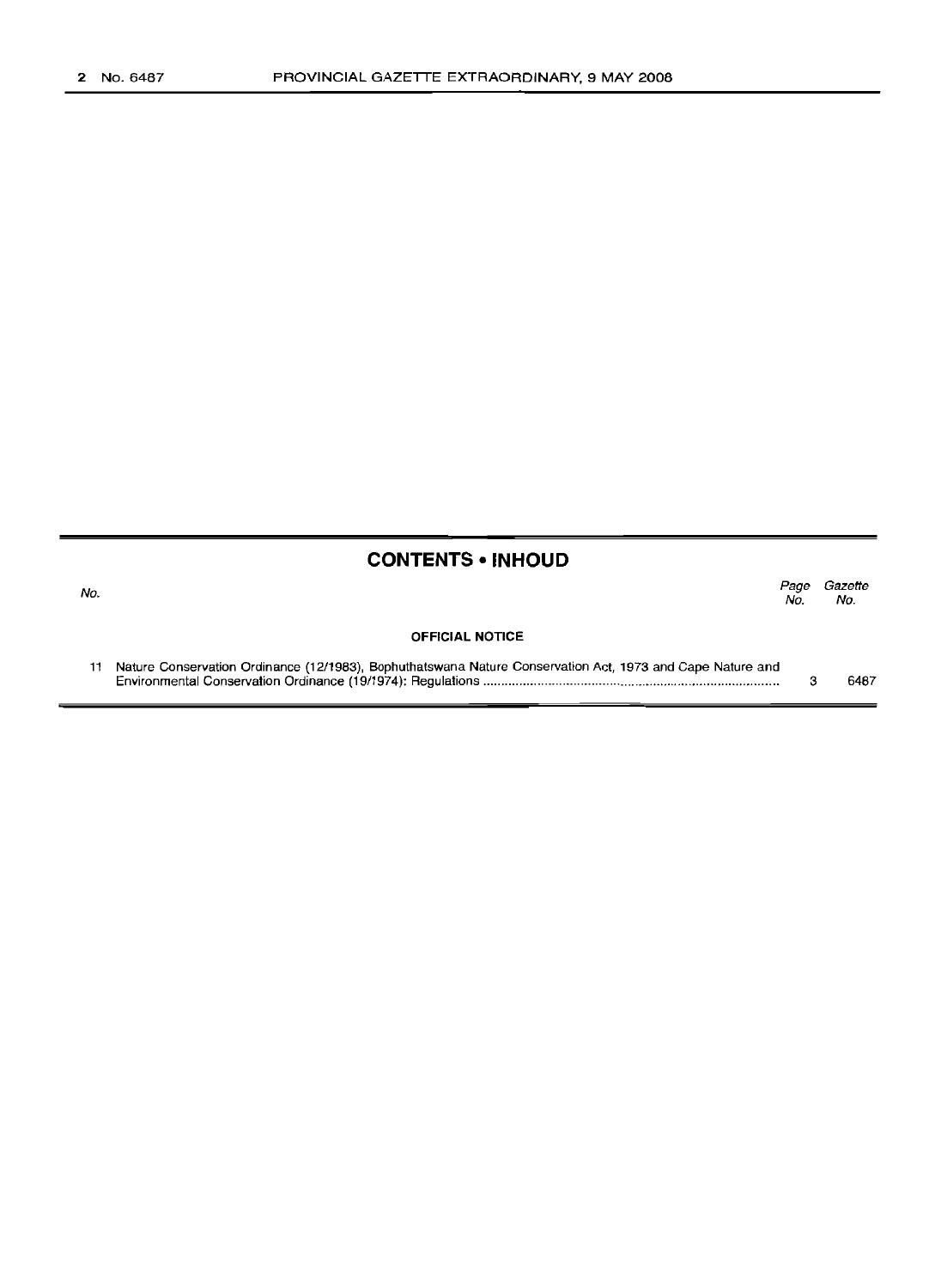## CONTENTS • INHOUD

| No. | | Page No. | Gazette No. |
|---|---|---|---|
| | **OFFICIAL NOTICE** | | |
| 11 | Nature Conservation Ordinance (12/1983), Bophuthatswana Nature Conservation Act, 1973 and Cape Nature and Environmental Conservation Ordinance (19/1974): Regulations | 3 | 6487 |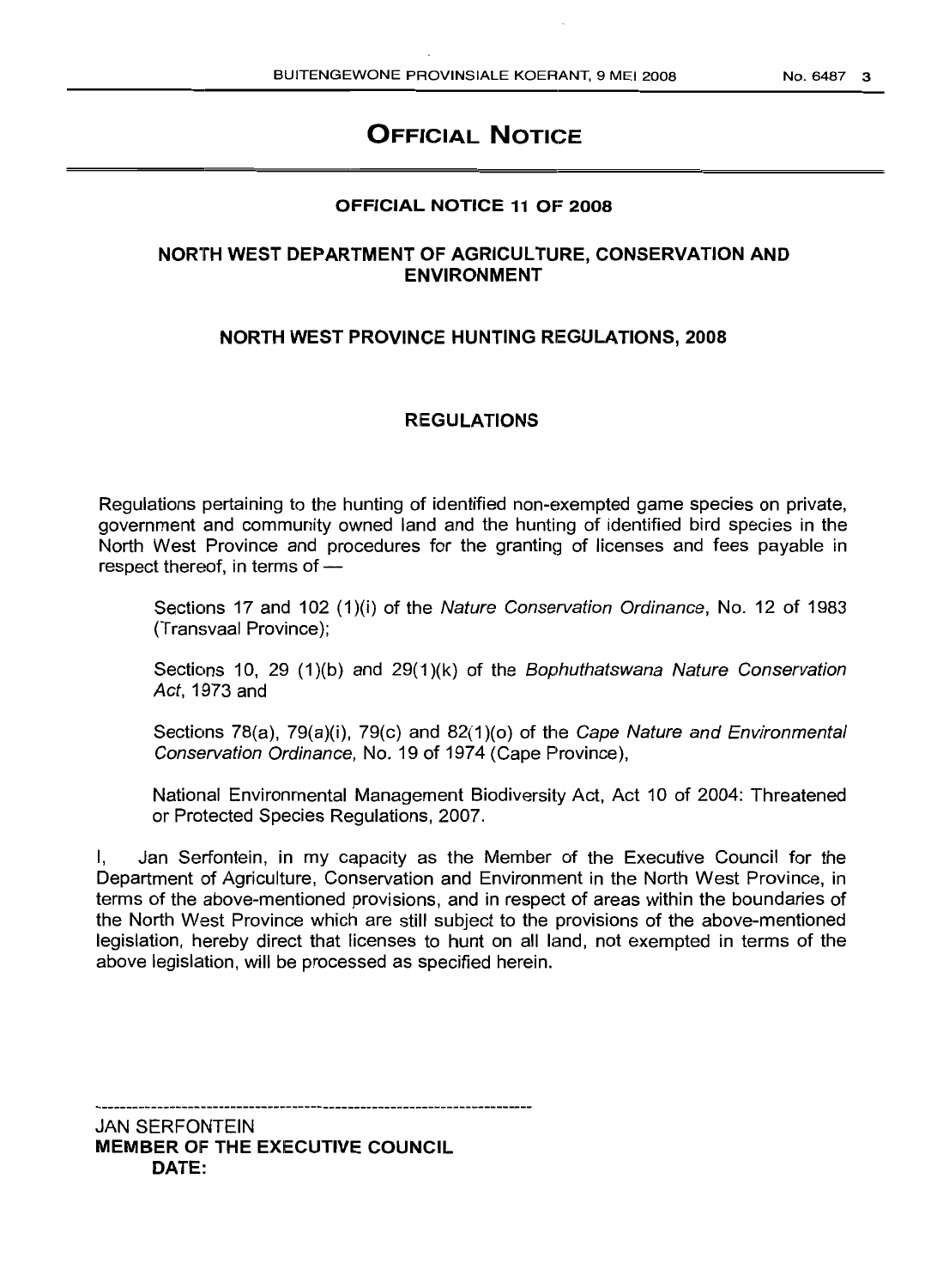# OFFICIAL NOTICE

## OFFICIAL NOTICE 11 OF 2008

## NORTH WEST DEPARTMENT OF AGRICULTURE, CONSERVATION AND ENVIRONMENT

## NORTH WEST PROVINCE HUNTING REGULATIONS, 2008

## REGULATIONS

Regulations pertaining to the hunting of identified non-exempted game species on private, government and community owned land and the hunting of identified bird species in the North West Province and procedures for the granting of licenses and fees payable in respect thereof, in terms of —

Sections 17 and 102 (1)(i) of the *Nature Conservation Ordinance*, No. 12 of 1983 (Transvaal Province);

Sections 10, 29 (1)(b) and 29(1)(k) of the *Bophuthatswana Nature Conservation Act*, 1973 and

Sections 78(a), 79(a)(i), 79(c) and 82(1)(o) of the *Cape Nature and Environmental Conservation Ordinance*, No. 19 of 1974 (Cape Province),

National Environmental Management Biodiversity Act, Act 10 of 2004: Threatened or Protected Species Regulations, 2007.

I, Jan Serfontein, in my capacity as the Member of the Executive Council for the Department of Agriculture, Conservation and Environment in the North West Province, in terms of the above-mentioned provisions, and in respect of areas within the boundaries of the North West Province which are still subject to the provisions of the above-mentioned legislation, hereby direct that licenses to hunt on all land, not exempted in terms of the above legislation, will be processed as specified herein.

---

JAN SERFONTEIN
**MEMBER OF THE EXECUTIVE COUNCIL**
**DATE:**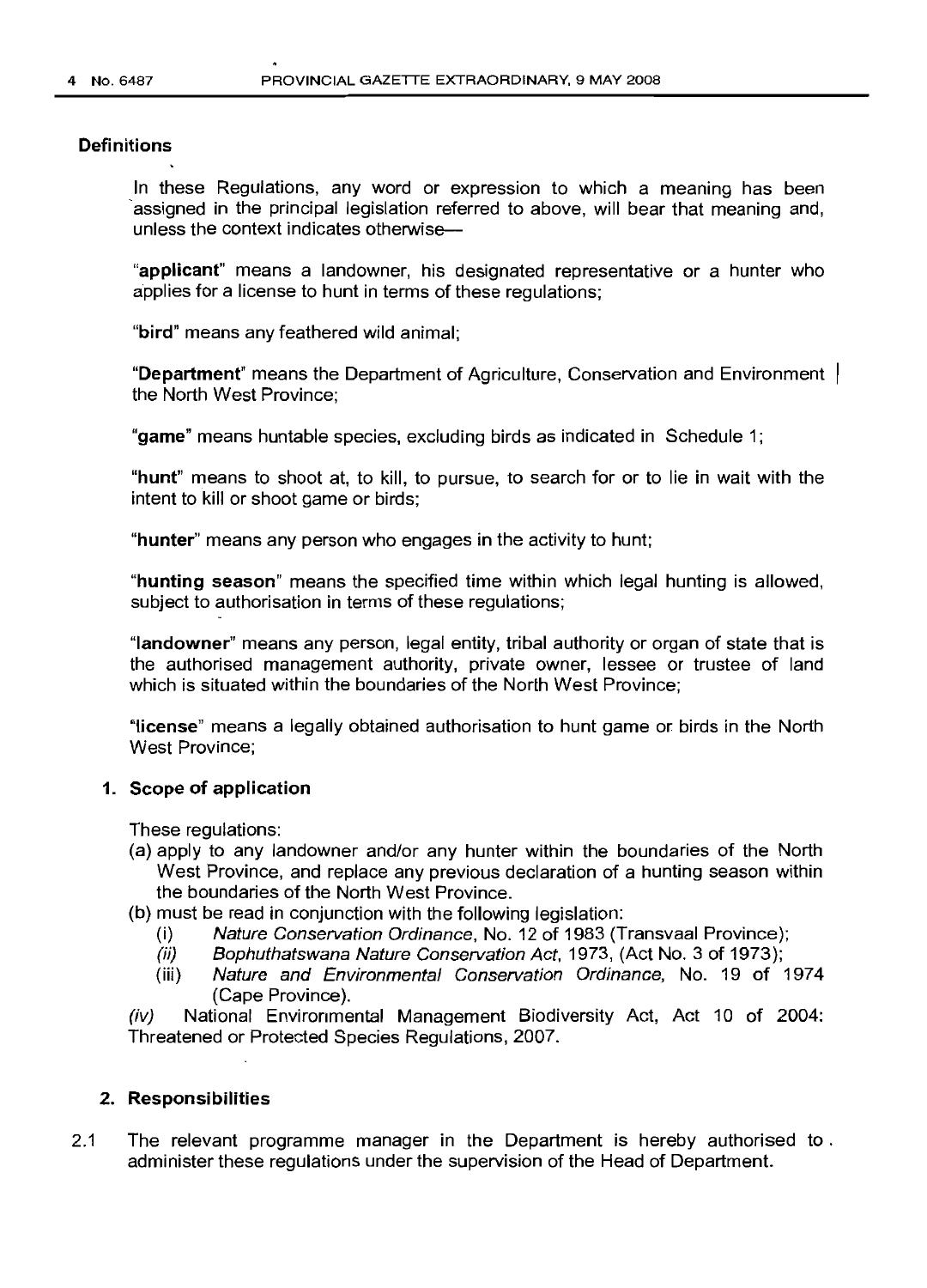## Definitions

In these Regulations, any word or expression to which a meaning has been assigned in the principal legislation referred to above, will bear that meaning and, unless the context indicates otherwise—

"**applicant**" means a landowner, his designated representative or a hunter who applies for a license to hunt in terms of these regulations;

"**bird**" means any feathered wild animal;

"**Department**" means the Department of Agriculture, Conservation and Environment | the North West Province;

"**game**" means huntable species, excluding birds as indicated in Schedule 1;

"**hunt**" means to shoot at, to kill, to pursue, to search for or to lie in wait with the intent to kill or shoot game or birds;

"**hunter**" means any person who engages in the activity to hunt;

"**hunting season**" means the specified time within which legal hunting is allowed, subject to authorisation in terms of these regulations;

"**landowner**" means any person, legal entity, tribal authority or organ of state that is the authorised management authority, private owner, lessee or trustee of land which is situated within the boundaries of the North West Province;

"**license**" means a legally obtained authorisation to hunt game or birds in the North West Province;

### 1. Scope of application

These regulations:

(a) apply to any landowner and/or any hunter within the boundaries of the North West Province, and replace any previous declaration of a hunting season within the boundaries of the North West Province.

(b) must be read in conjunction with the following legislation:

- (i) *Nature Conservation Ordinance*, No. 12 of 1983 (Transvaal Province);
- (ii) *Bophuthatswana Nature Conservation Act*, 1973, (Act No. 3 of 1973);
- (iii) *Nature and Environmental Conservation Ordinance*, No. 19 of 1974 (Cape Province).

*(iv)* National Environmental Management Biodiversity Act, Act 10 of 2004: Threatened or Protected Species Regulations, 2007.

### 2. Responsibilities

2.1 The relevant programme manager in the Department is hereby authorised to administer these regulations under the supervision of the Head of Department.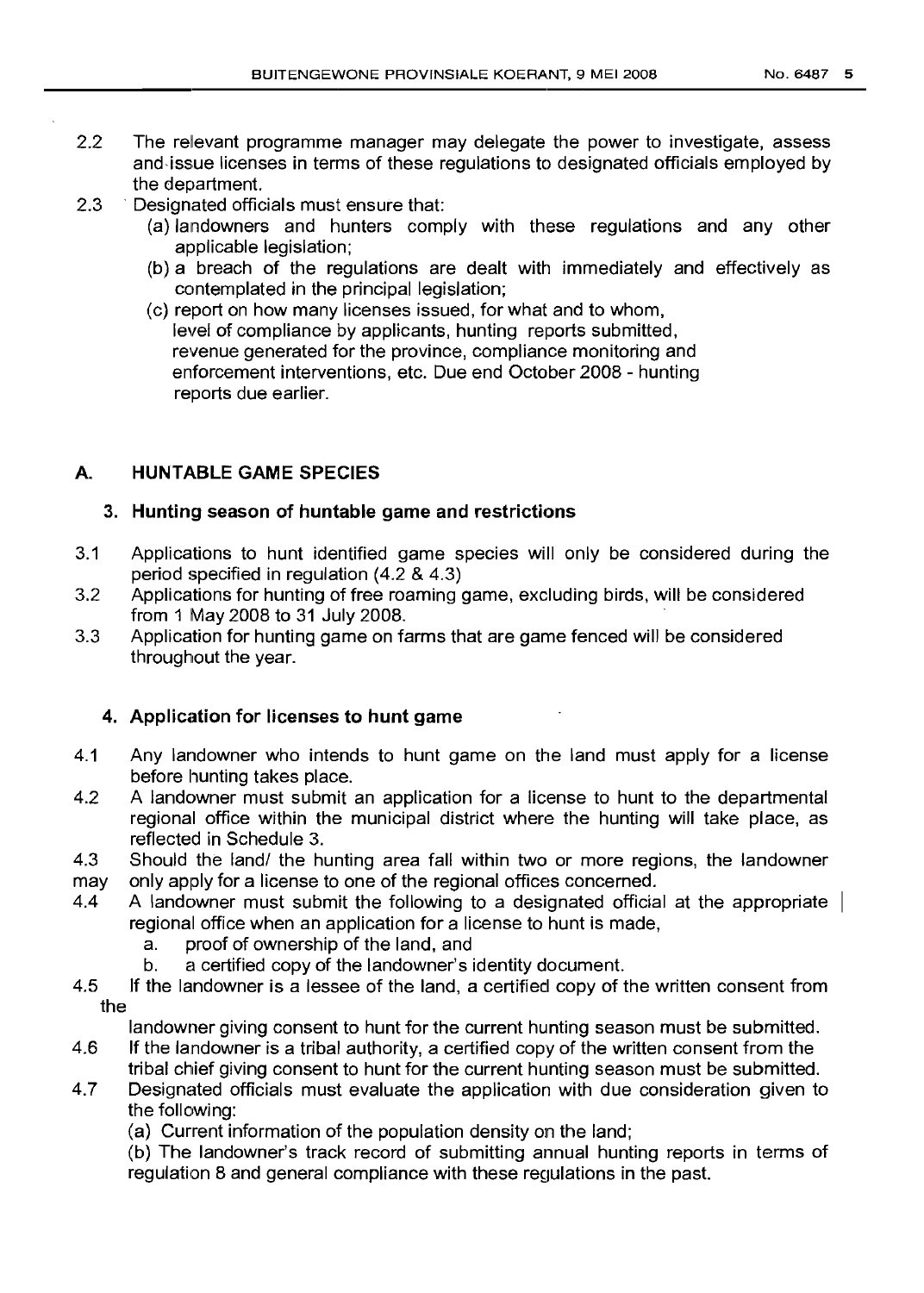2.2 The relevant programme manager may delegate the power to investigate, assess and issue licenses in terms of these regulations to designated officials employed by the department.

2.3 Designated officials must ensure that:

(a) landowners and hunters comply with these regulations and any other applicable legislation;

(b) a breach of the regulations are dealt with immediately and effectively as contemplated in the principal legislation;

(c) report on how many licenses issued, for what and to whom, level of compliance by applicants, hunting reports submitted, revenue generated for the province, compliance monitoring and enforcement interventions, etc. Due end October 2008 - hunting reports due earlier.

## A. HUNTABLE GAME SPECIES

### 3. Hunting season of huntable game and restrictions

3.1 Applications to hunt identified game species will only be considered during the period specified in regulation (4.2 & 4.3)

3.2 Applications for hunting of free roaming game, excluding birds, will be considered from 1 May 2008 to 31 July 2008.

3.3 Application for hunting game on farms that are game fenced will be considered throughout the year.

### 4. Application for licenses to hunt game

4.1 Any landowner who intends to hunt game on the land must apply for a license before hunting takes place.

4.2 A landowner must submit an application for a license to hunt to the departmental regional office within the municipal district where the hunting will take place, as reflected in Schedule 3.

4.3 Should the land/ the hunting area fall within two or more regions, the landowner may only apply for a license to one of the regional offices concerned.

4.4 A landowner must submit the following to a designated official at the appropriate regional office when an application for a license to hunt is made,

a. proof of ownership of the land, and

b. a certified copy of the landowner's identity document.

4.5 If the landowner is a lessee of the land, a certified copy of the written consent from the landowner giving consent to hunt for the current hunting season must be submitted.

4.6 If the landowner is a tribal authority, a certified copy of the written consent from the tribal chief giving consent to hunt for the current hunting season must be submitted.

4.7 Designated officials must evaluate the application with due consideration given to the following:

(a) Current information of the population density on the land;

(b) The landowner's track record of submitting annual hunting reports in terms of regulation 8 and general compliance with these regulations in the past.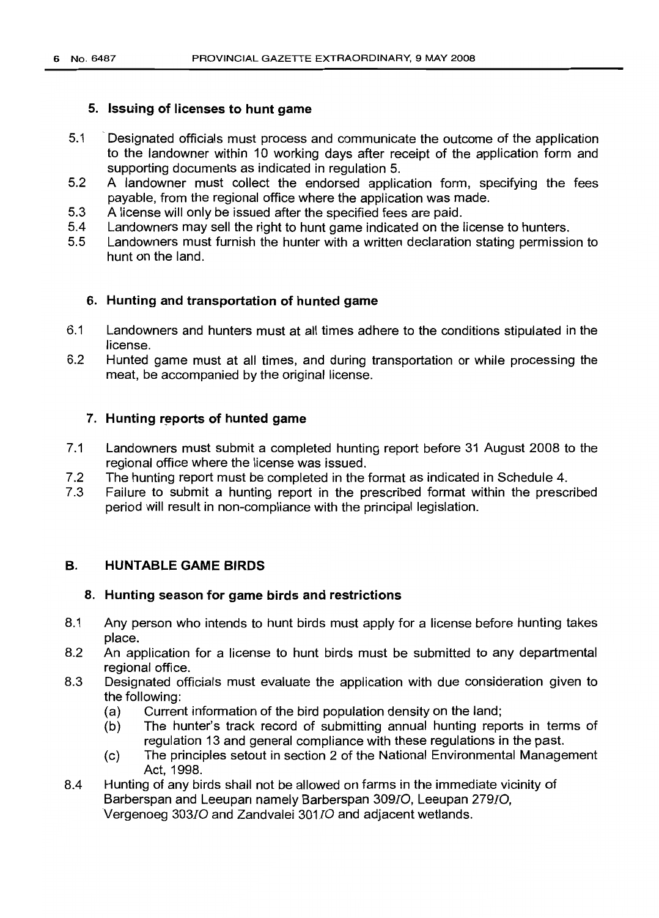### 5. Issuing of licenses to hunt game

5.1 Designated officials must process and communicate the outcome of the application to the landowner within 10 working days after receipt of the application form and supporting documents as indicated in regulation 5.

5.2 A landowner must collect the endorsed application form, specifying the fees payable, from the regional office where the application was made.

5.3 A license will only be issued after the specified fees are paid.

5.4 Landowners may sell the right to hunt game indicated on the license to hunters.

5.5 Landowners must furnish the hunter with a written declaration stating permission to hunt on the land.

### 6. Hunting and transportation of hunted game

6.1 Landowners and hunters must at all times adhere to the conditions stipulated in the license.

6.2 Hunted game must at all times, and during transportation or while processing the meat, be accompanied by the original license.

### 7. Hunting reports of hunted game

7.1 Landowners must submit a completed hunting report before 31 August 2008 to the regional office where the license was issued.

7.2 The hunting report must be completed in the format as indicated in Schedule 4.

7.3 Failure to submit a hunting report in the prescribed format within the prescribed period will result in non-compliance with the principal legislation.

## B. HUNTABLE GAME BIRDS

### 8. Hunting season for game birds and restrictions

8.1 Any person who intends to hunt birds must apply for a license before hunting takes place.

8.2 An application for a license to hunt birds must be submitted to any departmental regional office.

8.3 Designated officials must evaluate the application with due consideration given to the following:

(a) Current information of the bird population density on the land;

(b) The hunter's track record of submitting annual hunting reports in terms of regulation 13 and general compliance with these regulations in the past.

(c) The principles setout in section 2 of the National Environmental Management Act, 1998.

8.4 Hunting of any birds shall not be allowed on farms in the immediate vicinity of Barberspan and Leeupan namely Barberspan 309IO, Leeupan 279IO, Vergenoeg 303IO and Zandvalei 301IO and adjacent wetlands.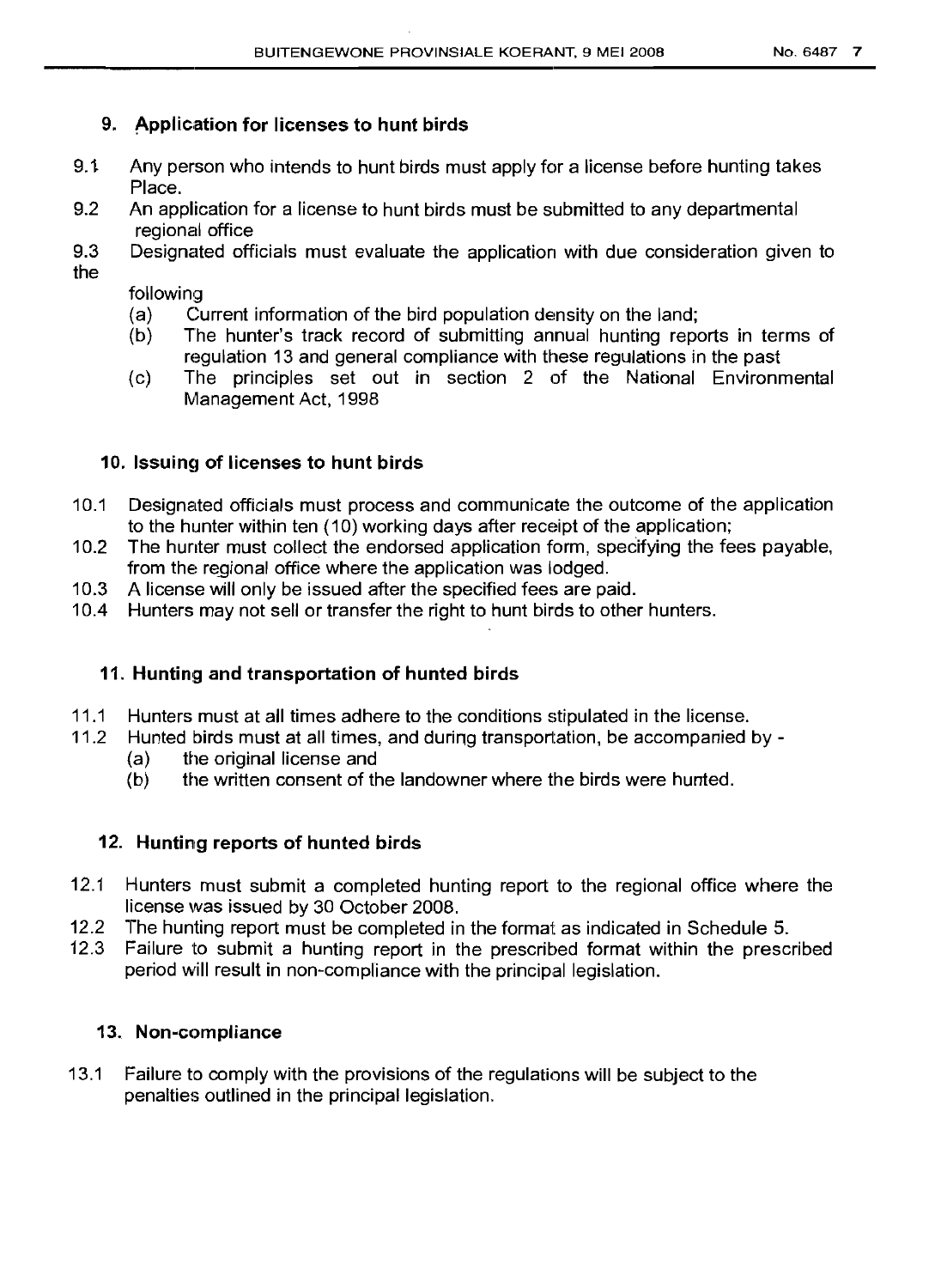## 9. Application for licenses to hunt birds

9.1 Any person who intends to hunt birds must apply for a license before hunting takes Place.

9.2 An application for a license to hunt birds must be submitted to any departmental regional office

9.3 Designated officials must evaluate the application with due consideration given to the following

- (a) Current information of the bird population density on the land;
- (b) The hunter's track record of submitting annual hunting reports in terms of regulation 13 and general compliance with these regulations in the past
- (c) The principles set out in section 2 of the National Environmental Management Act, 1998

## 10. Issuing of licenses to hunt birds

10.1 Designated officials must process and communicate the outcome of the application to the hunter within ten (10) working days after receipt of the application;

10.2 The hunter must collect the endorsed application form, specifying the fees payable, from the regional office where the application was lodged.

10.3 A license will only be issued after the specified fees are paid.

10.4 Hunters may not sell or transfer the right to hunt birds to other hunters.

## 11. Hunting and transportation of hunted birds

11.1 Hunters must at all times adhere to the conditions stipulated in the license.

11.2 Hunted birds must at all times, and during transportation, be accompanied by -

- (a) the original license and
- (b) the written consent of the landowner where the birds were hunted.

## 12. Hunting reports of hunted birds

12.1 Hunters must submit a completed hunting report to the regional office where the license was issued by 30 October 2008.

12.2 The hunting report must be completed in the format as indicated in Schedule 5.

12.3 Failure to submit a hunting report in the prescribed format within the prescribed period will result in non-compliance with the principal legislation.

## 13. Non-compliance

13.1 Failure to comply with the provisions of the regulations will be subject to the penalties outlined in the principal legislation.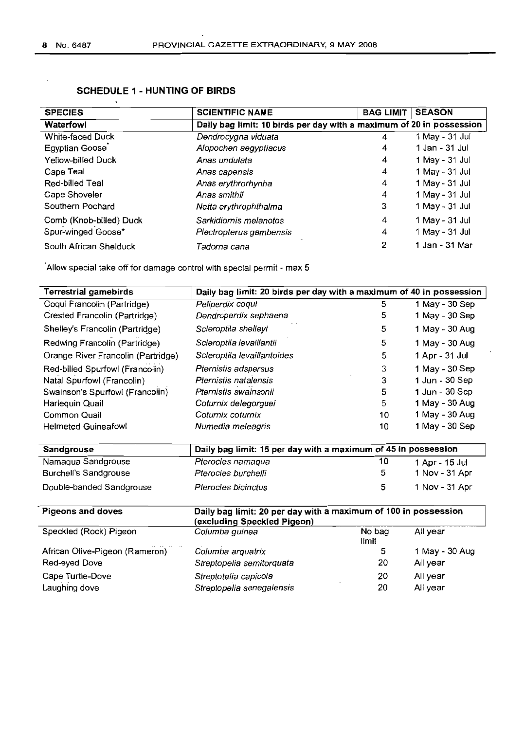## SCHEDULE 1 - HUNTING OF BIRDS

| SPECIES | SCIENTIFIC NAME | BAG LIMIT | SEASON |
|---|---|---|---|
| **Waterfowl** | **Daily bag limit: 10 birds per day with a maximum of 20 in possession** | | |
| White-faced Duck | *Dendrocygna viduata* | 4 | 1 May - 31 Jul |
| Egyptian Goose* | *Alopochen aegyptiacus* | 4 | 1 Jan - 31 Jul |
| Yellow-billed Duck | *Anas undulata* | 4 | 1 May - 31 Jul |
| Cape Teal | *Anas capensis* | 4 | 1 May - 31 Jul |
| Red-billed Teal | *Anas erythrorhynha* | 4 | 1 May - 31 Jul |
| Cape Shoveler | *Anas smithii* | 4 | 1 May - 31 Jul |
| Southern Pochard | *Netta erythrophthalma* | 3 | 1 May - 31 Jul |
| Comb (Knob-billed) Duck | *Sarkidiornis melanotos* | 4 | 1 May - 31 Jul |
| Spur-winged Goose* | *Plectropterus gambensis* | 4 | 1 May - 31 Jul |
| South African Shelduck | *Tadorna cana* | 2 | 1 Jan - 31 Mar |

*Allow special take off for damage control with special permit - max 5

| Terrestrial gamebirds | Daily bag limit: 20 birds per day with a maximum of 40 in possession | | |
|---|---|---|---|
| Coqui Francolin (Partridge) | *Peliperdix coqui* | 5 | 1 May - 30 Sep |
| Crested Francolin (Partridge) | *Dendroperdix sephaena* | 5 | 1 May - 30 Sep |
| Shelley's Francolin (Partridge) | *Scleroptila shelleyi* | 5 | 1 May - 30 Aug |
| Redwing Francolin (Partridge) | *Scleroptila levaillantii* | 5 | 1 May - 30 Aug |
| Orange River Francolin (Partridge) | *Scleroptila levaillantoides* | 5 | 1 Apr - 31 Jul |
| Red-billed Spurfowl (Francolin) | *Pternistis adspersus* | 3 | 1 May - 30 Sep |
| Natal Spurfowl (Francolin) | *Pternistis natalensis* | 3 | 1 Jun - 30 Sep |
| Swainson's Spurfowl (Francolin) | *Pternistis swainsonii* | 5 | 1 Jun - 30 Sep |
| Harlequin Quail | *Coturnix delegorguei* | 5 | 1 May - 30 Aug |
| Common Quail | *Coturnix coturnix* | 10 | 1 May - 30 Aug |
| Helmeted Guineafowl | *Numedia meleagris* | 10 | 1 May - 30 Sep |

| Sandgrouse | Daily bag limit: 15 per day with a maximum of 45 in possession | | |
|---|---|---|---|
| Namaqua Sandgrouse | *Pterocles namaqua* | 10 | 1 Apr - 15 Jul |
| Burchell's Sandgrouse | *Pterocles burchelli* | 5 | 1 Nov - 31 Apr |
| Double-banded Sandgrouse | *Pterocles bicinctus* | 5 | 1 Nov - 31 Apr |

| Pigeons and doves | Daily bag limit: 20 per day with a maximum of 100 in possession (excluding Speckled Pigeon) | | |
|---|---|---|---|
| Speckled (Rock) Pigeon | *Columba guinea* | No bag limit | All year |
| African Olive-Pigeon (Rameron) | *Columba arquatrix* | 5 | 1 May - 30 Aug |
| Red-eyed Dove | *Streptopelia semitorquata* | 20 | All year |
| Cape Turtle-Dove | *Streptotelia capicola* | 20 | All year |
| Laughing dove | *Streptopelia senegalensis* | 20 | All year |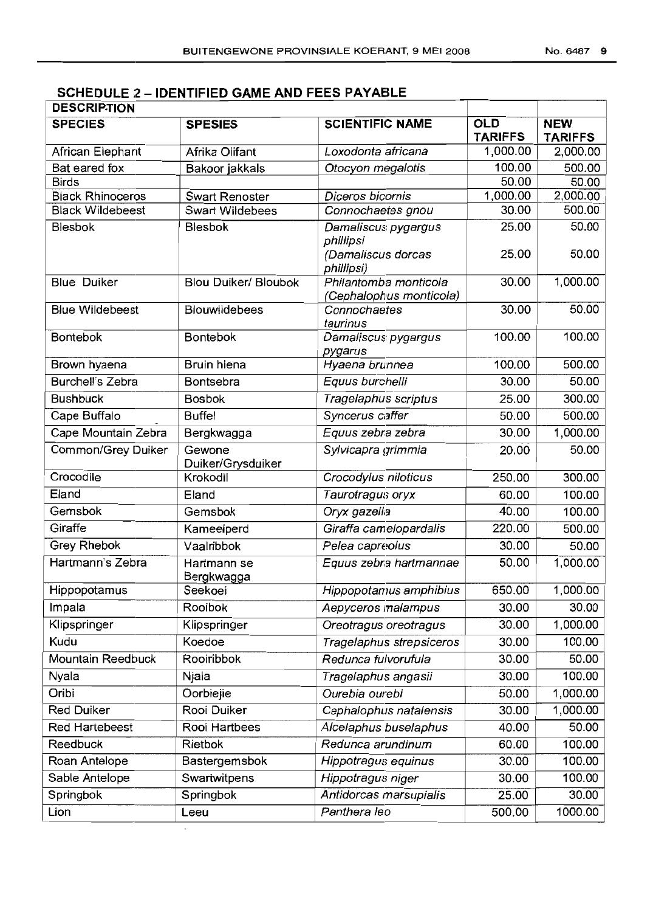## SCHEDULE 2 – IDENTIFIED GAME AND FEES PAYABLE

| DESCRIPTION | | | | |
|---|---|---|---|---|
| **SPECIES** | **SPESIES** | **SCIENTIFIC NAME** | **OLD TARIFFS** | **NEW TARIFFS** |
| African Elephant | Afrika Olifant | *Loxodonta africana* | 1,000.00 | 2,000.00 |
| Bat eared fox | Bakoor jakkals | *Otocyon megalotis* | 100.00 | 500.00 |
| Birds | | | 50.00 | 50.00 |
| Black Rhinoceros | Swart Renoster | *Diceros bicornis* | 1,000.00 | 2,000.00 |
| Black Wildebeest | Swart Wildebees | *Connochaetes gnou* | 30.00 | 500.00 |
| Blesbok | Blesbok | *Damaliscus pygargus phillipsi* (*Damaliscus dorcas phillipsi*) | 25.00 25.00 | 50.00 50.00 |
| Blue Duiker | Blou Duiker/ Bloubok | *Philantomba monticola* (*Cephalophus monticola*) | 30.00 | 1,000.00 |
| Blue Wildebeest | Blouwildebees | *Connochaetes taurinus* | 30.00 | 50.00 |
| Bontebok | Bontebok | *Damaliscus pygargus pygarus* | 100.00 | 100.00 |
| Brown hyaena | Bruin hiena | *Hyaena brunnea* | 100.00 | 500.00 |
| Burchell's Zebra | Bontsebra | *Equus burchelli* | 30.00 | 50.00 |
| Bushbuck | Bosbok | *Tragelaphus scriptus* | 25.00 | 300.00 |
| Cape Buffalo | Buffel | *Syncerus caffer* | 50.00 | 500.00 |
| Cape Mountain Zebra | Bergkwagga | *Equus zebra zebra* | 30.00 | 1,000.00 |
| Common/Grey Duiker | Gewone Duiker/Grysduiker | *Sylvicapra grimmia* | 20.00 | 50.00 |
| Crocodile | Krokodil | *Crocodylus niloticus* | 250.00 | 300.00 |
| Eland | Eland | *Taurotragus oryx* | 60.00 | 100.00 |
| Gemsbok | Gemsbok | *Oryx gazella* | 40.00 | 100.00 |
| Giraffe | Kameelperd | *Giraffa camelopardalis* | 220.00 | 500.00 |
| Grey Rhebok | Vaalribbok | *Pelea capreolus* | 30.00 | 50.00 |
| Hartmann's Zebra | Hartmann se Bergkwagga | *Equus zebra hartmannae* | 50.00 | 1,000.00 |
| Hippopotamus | Seekoei | *Hippopotamus amphibius* | 650.00 | 1,000.00 |
| Impala | Rooibok | *Aepyceros malampus* | 30.00 | 30.00 |
| Klipspringer | Klipspringer | *Oreotragus oreotragus* | 30.00 | 1,000.00 |
| Kudu | Koedoe | *Tragelaphus strepsiceros* | 30.00 | 100.00 |
| Mountain Reedbuck | Rooiribbok | *Redunca fulvorufula* | 30.00 | 50.00 |
| Nyala | Njala | *Tragelaphus angasii* | 30.00 | 100.00 |
| Oribi | Oorbiejie | *Ourebia ourebi* | 50.00 | 1,000.00 |
| Red Duiker | Rooi Duiker | *Cephalophus natalensis* | 30.00 | 1,000.00 |
| Red Hartebeest | Rooi Hartbees | *Alcelaphus buselaphus* | 40.00 | 50.00 |
| Reedbuck | Rietbok | *Redunca arundinum* | 60.00 | 100.00 |
| Roan Antelope | Bastergemsbok | *Hippotragus equinus* | 30.00 | 100.00 |
| Sable Antelope | Swartwitpens | *Hippotragus niger* | 30.00 | 100.00 |
| Springbok | Springbok | *Antidorcas marsupialis* | 25.00 | 30.00 |
| Lion | Leeu | *Panthera leo* | 500.00 | 1000.00 |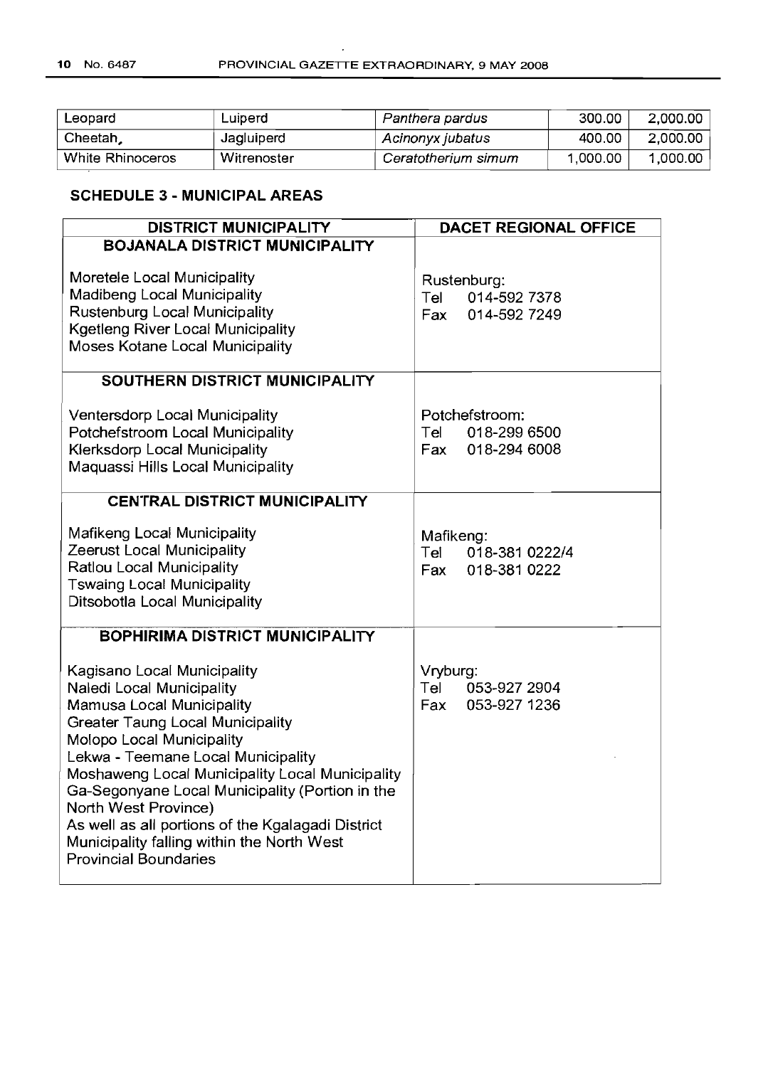| Leopard | Luiperd | *Panthera pardus* | 300.00 | 2,000.00 |
|---|---|---|---|---|
| Cheetah, | Jagluiperd | *Acinonyx jubatus* | 400.00 | 2,000.00 |
| White Rhinoceros | Witrenoster | *Ceratotherium simum* | 1,000.00 | 1,000.00 |

### SCHEDULE 3 - MUNICIPAL AREAS

| DISTRICT MUNICIPALITY | DACET REGIONAL OFFICE |
|---|---|
| **BOJANALA DISTRICT MUNICIPALITY**<br><br>Moretele Local Municipality<br>Madibeng Local Municipality<br>Rustenburg Local Municipality<br>Kgetleng River Local Municipality<br>Moses Kotane Local Municipality | Rustenburg:<br>Tel 014-592 7378<br>Fax 014-592 7249 |
| **SOUTHERN DISTRICT MUNICIPALITY**<br><br>Ventersdorp Local Municipality<br>Potchefstroom Local Municipality<br>Klerksdorp Local Municipality<br>Maquassi Hills Local Municipality | Potchefstroom:<br>Tel 018-299 6500<br>Fax 018-294 6008 |
| **CENTRAL DISTRICT MUNICIPALITY**<br><br>Mafikeng Local Municipality<br>Zeerust Local Municipality<br>Ratlou Local Municipality<br>Tswaing Local Municipality<br>Ditsobotla Local Municipality | Mafikeng:<br>Tel 018-381 0222/4<br>Fax 018-381 0222 |
| **BOPHIRIMA DISTRICT MUNICIPALITY**<br><br>Kagisano Local Municipality<br>Naledi Local Municipality<br>Mamusa Local Municipality<br>Greater Taung Local Municipality<br>Molopo Local Municipality<br>Lekwa - Teemane Local Municipality<br>Moshaweng Local Municipality Local Municipality<br>Ga-Segonyane Local Municipality (Portion in the North West Province)<br>As well as all portions of the Kgalagadi District Municipality falling within the North West Provincial Boundaries | Vryburg:<br>Tel 053-927 2904<br>Fax 053-927 1236 |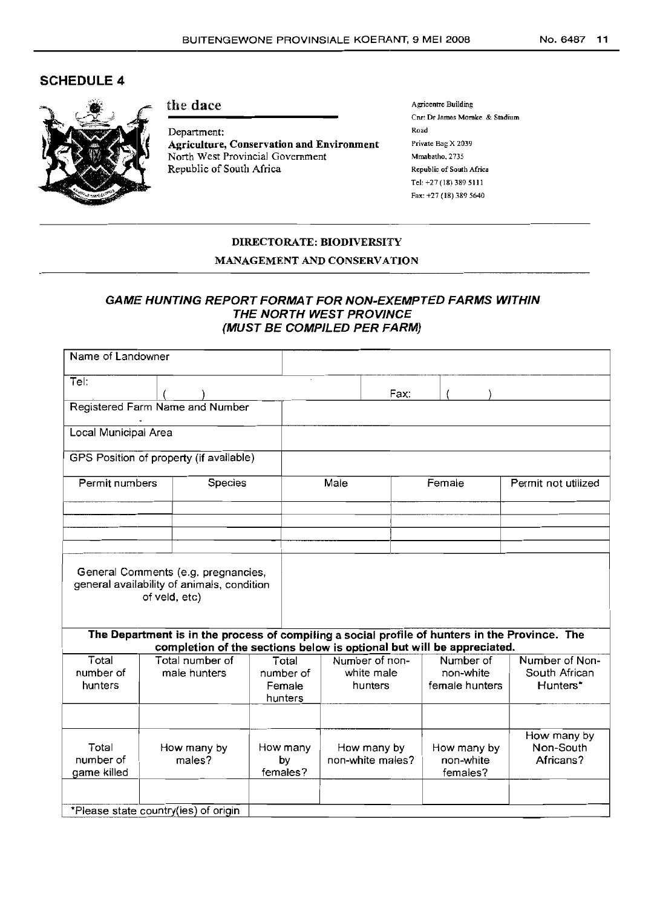## SCHEDULE 4

**the dace**

Department:
**Agriculture, Conservation and Environment**
North West Provincial Government
Republic of South Africa

Agricentre Building
Cnr: Dr James Moroka & Stadium Road
Private Bag X 2039
Mmabatho, 2735
Republic of South Africa
Tel: +27 (18) 389 5111
Fax: +27 (18) 389 5640

**DIRECTORATE: BIODIVERSITY**
**MANAGEMENT AND CONSERVATION**

### *GAME HUNTING REPORT FORMAT FOR NON-EXEMPTED FARMS WITHIN THE NORTH WEST PROVINCE (MUST BE COMPILED PER FARM)*

| Name of Landowner | | | | |
|---|---|---|---|---|
| Tel: ( ) | | | Fax: ( ) | |
| Registered Farm Name and Number | | | | |
| Local Municipal Area | | | | |
| GPS Position of property (if available) | | | | |

| Permit numbers | Species | Male | Female | Permit not utilized |
|---|---|---|---|---|
| | | | | |
| | | | | |
| | | | | |
| | | | | |

| General Comments (e.g. pregnancies, general availability of animals, condition of veld, etc) | |
|---|---|

**The Department is in the process of compiling a social profile of hunters in the Province. The completion of the sections below is optional but will be appreciated.**

| Total number of hunters | Total number of male hunters | Total number of Female hunters | Number of non-white male hunters | Number of non-white female hunters | Number of Non-South African Hunters* |
|---|---|---|---|---|---|
| | | | | | |
| **Total number of game killed** | **How many by males?** | **How many by females?** | **How many by non-white males?** | **How many by non-white females?** | **How many by Non-South Africans?** |
| | | | | | |

| *Please state country(ies) of origin | |
|---|---|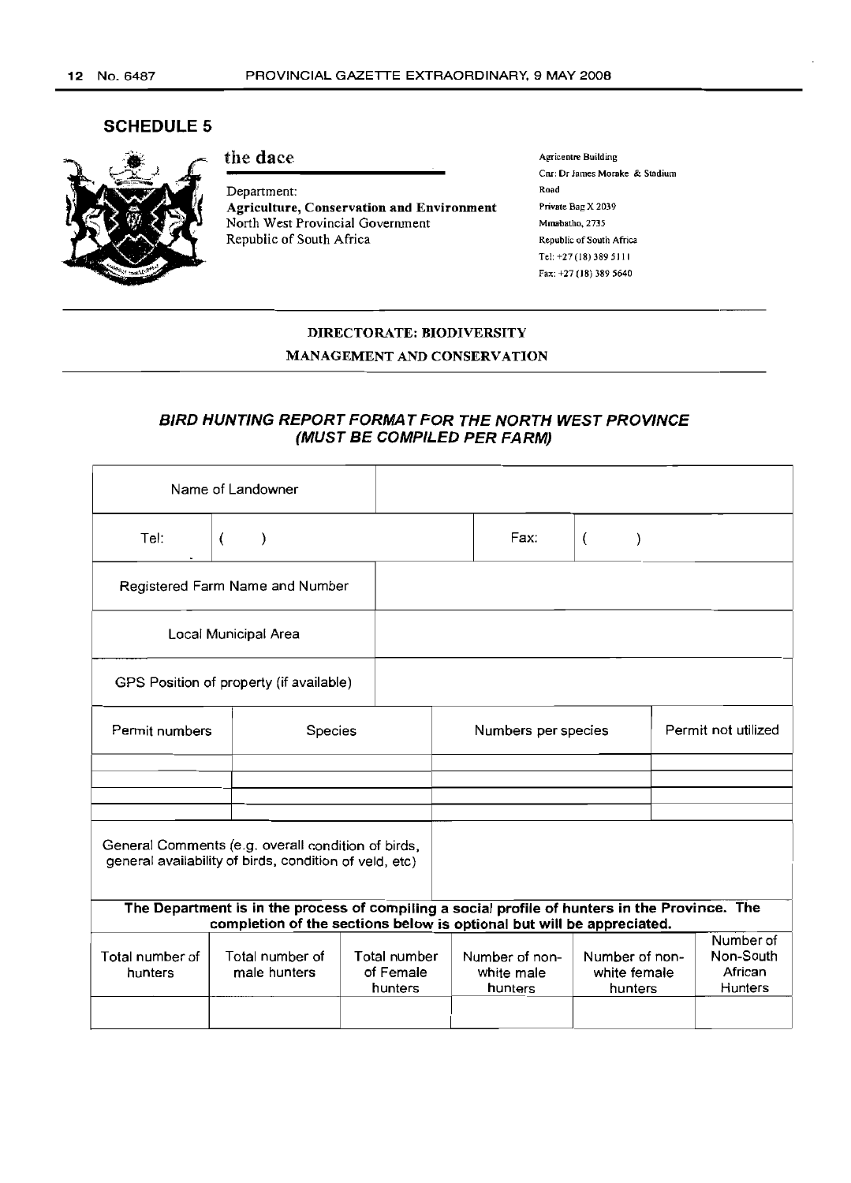## SCHEDULE 5

**the dace**

Department:
**Agriculture, Conservation and Environment**
North West Provincial Government
Republic of South Africa

Agricentre Building
Cnr: Dr James Moroka & Stadium Road
Private Bag X 2039
Mmabatho, 2735
Republic of South Africa
Tel: +27 (18) 389 5111
Fax: +27 (18) 389 5640

**DIRECTORATE: BIODIVERSITY MANAGEMENT AND CONSERVATION**

### *BIRD HUNTING REPORT FORMAT FOR THE NORTH WEST PROVINCE (MUST BE COMPILED PER FARM)*

| Name of Landowner | | | |
|---|---|---|---|
| Tel: ( ) | | Fax: ( ) | |
| Registered Farm Name and Number | | | |
| Local Municipal Area | | | |
| GPS Position of property (if available) | | | |
| Permit numbers | Species | Numbers per species | Permit not utilized |
| | | | |
| | | | |
| | | | |
| | | | |
| General Comments (e.g. overall condition of birds, general availability of birds, condition of veld, etc) | | | |

**The Department is in the process of compiling a social profile of hunters in the Province. The completion of the sections below is optional but will be appreciated.**

| Total number of hunters | Total number of male hunters | Total number of Female hunters | Number of non-white male hunters | Number of non-white female hunters | Number of Non-South African Hunters |
|---|---|---|---|---|---|
| | | | | | |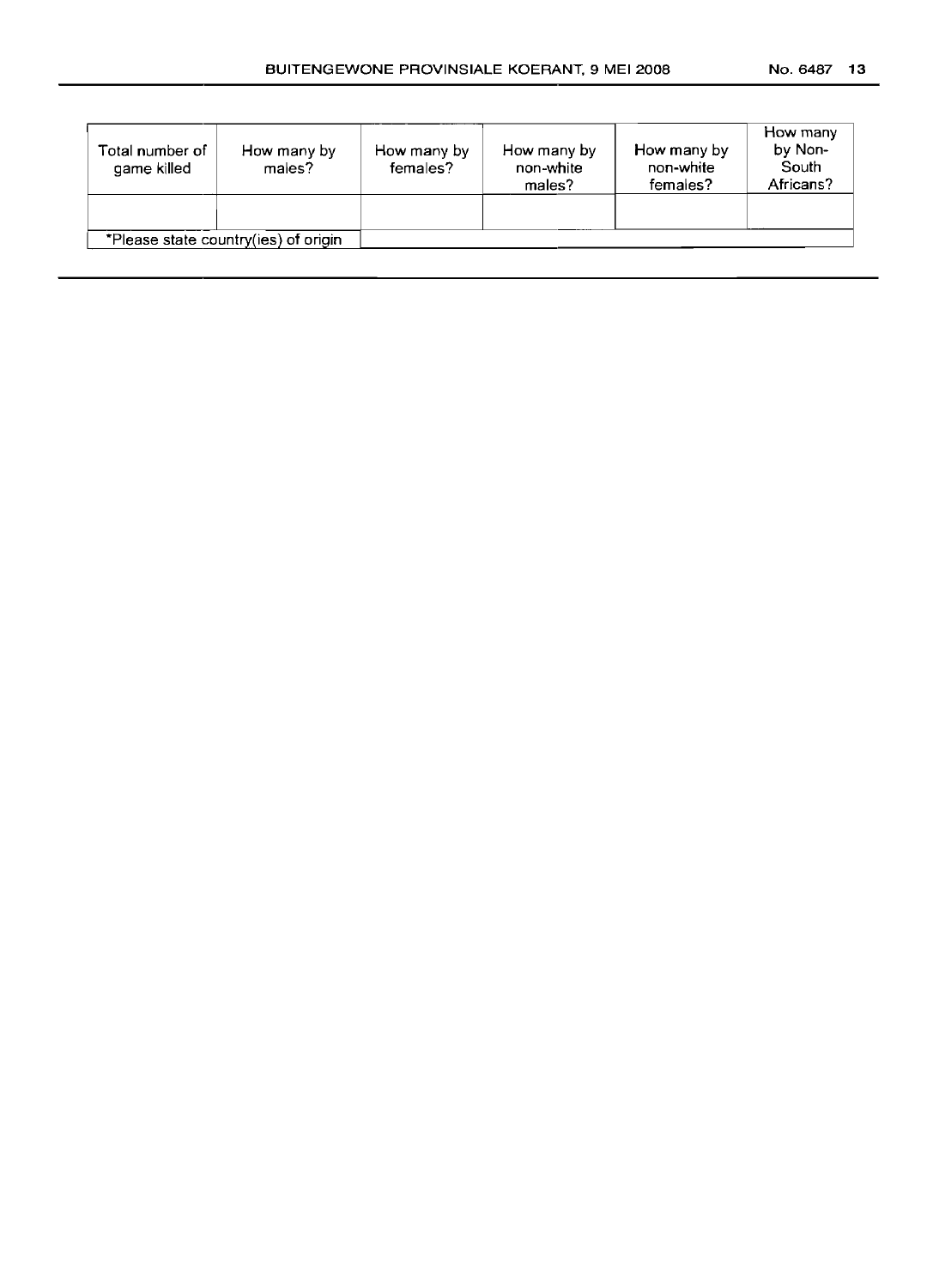| Total number of game killed | How many by males? | How many by females? | How many by non-white males? | How many by non-white females? | How many by Non-South Africans? |
|---|---|---|---|---|---|
| | | | | | |
| *Please state country(ies) of origin | | | | | |